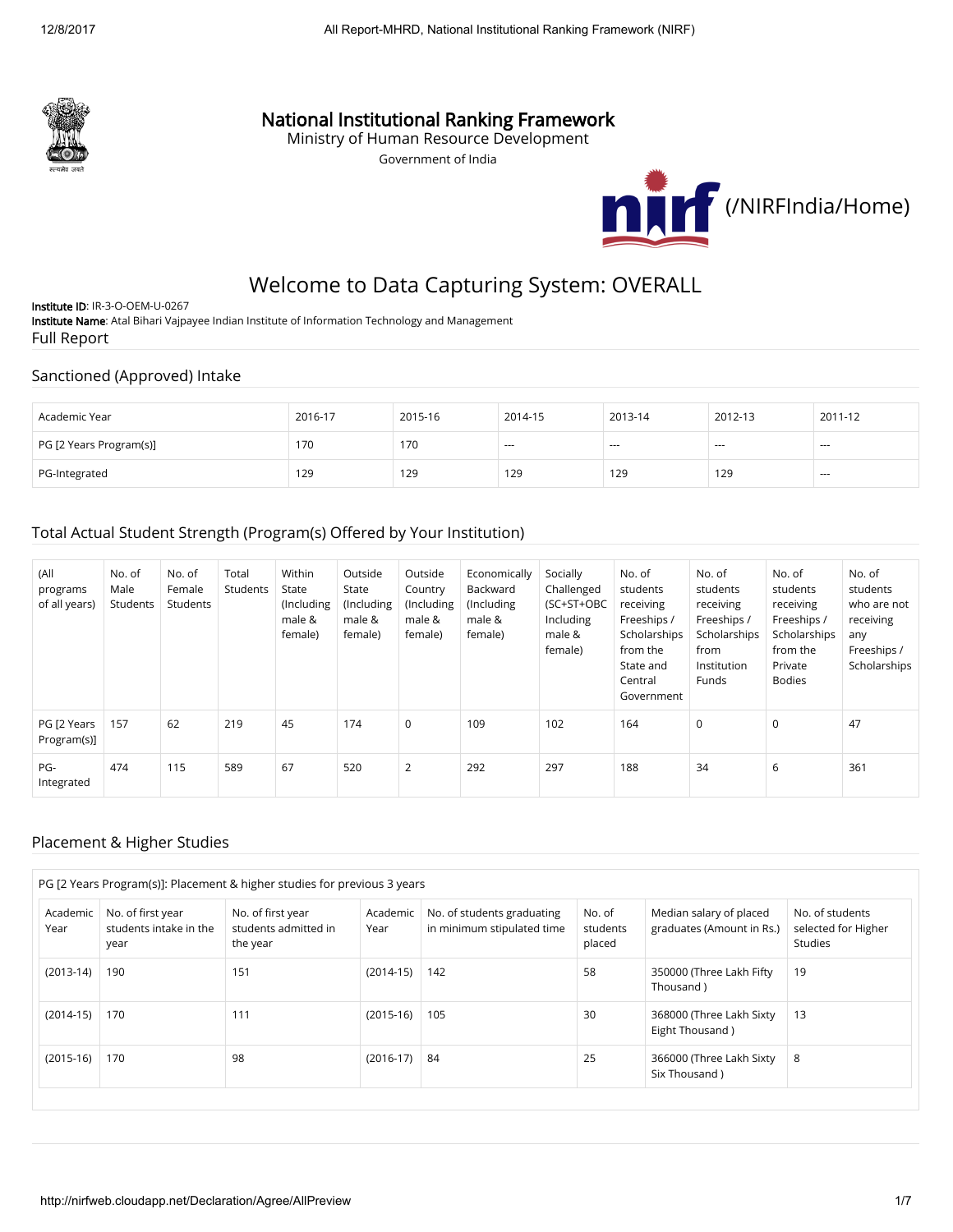# National Institutional Ranking Framework

Ministry of Human Resource Development

Government of India

(/NIRFIndia/Home)

## Welcome to Data Capturing System: OVERALL

**Institute ID**: IR-3-O-OEM-U-0267

**Institute Name**: Atal Bihari Vajpayee Indian Institute of Information Technology and Management

Full Report

### Sanctioned (Approved) Intake

| Academic Year | 2016-17 | 2015-16 | 2014-15 | 2013-14 | 2012-13 | 2011-12 |
|---|---|---|---|---|---|---|
| PG [2 Years Program(s)] | 170 | 170 | --- | --- | --- | --- |
| PG-Integrated | 129 | 129 | 129 | 129 | 129 | --- |

### Total Actual Student Strength (Program(s) Offered by Your Institution)

| (All programs of all years) | No. of Male Students | No. of Female Students | Total Students | Within State (Including male & female) | Outside State (Including male & female) | Outside Country (Including male & female) | Economically Backward (Including male & female) | Socially Challenged (SC+ST+OBC Including male & female) | No. of students receiving Freeships / Scholarships from the State and Central Government | No. of students receiving Freeships / Scholarships from Institution Funds | No. of students receiving Freeships / Scholarships from the Private Bodies | No. of students who are not receiving any Freeships / Scholarships |
|---|---|---|---|---|---|---|---|---|---|---|---|---|
| PG [2 Years Program(s)] | 157 | 62 | 219 | 45 | 174 | 0 | 109 | 102 | 164 | 0 | 0 | 47 |
| PG-Integrated | 474 | 115 | 589 | 67 | 520 | 2 | 292 | 297 | 188 | 34 | 6 | 361 |

### Placement & Higher Studies

PG [2 Years Program(s)]: Placement & higher studies for previous 3 years

| Academic Year | No. of first year students intake in the year | No. of first year students admitted in the year | Academic Year | No. of students graduating in minimum stipulated time | No. of students placed | Median salary of placed graduates (Amount in Rs.) | No. of students selected for Higher Studies |
|---|---|---|---|---|---|---|---|
| (2013-14) | 190 | 151 | (2014-15) | 142 | 58 | 350000 (Three Lakh Fifty Thousand ) | 19 |
| (2014-15) | 170 | 111 | (2015-16) | 105 | 30 | 368000 (Three Lakh Sixty Eight Thousand ) | 13 |
| (2015-16) | 170 | 98 | (2016-17) | 84 | 25 | 366000 (Three Lakh Sixty Six Thousand ) | 8 |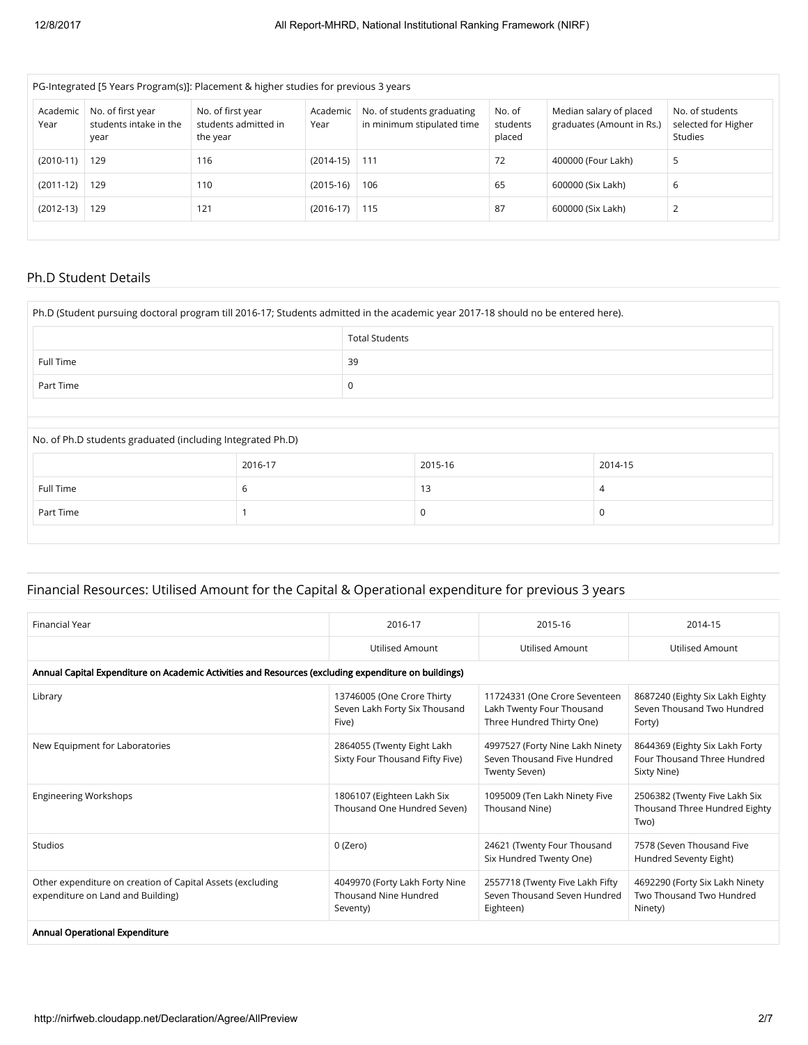| PG-Integrated [5 Years Program(s)]: Placement & higher studies for previous 3 years | | | | | | | |
|---|---|---|---|---|---|---|---|
| Academic Year | No. of first year students intake in the year | No. of first year students admitted in the year | Academic Year | No. of students graduating in minimum stipulated time | No. of students placed | Median salary of placed graduates (Amount in Rs.) | No. of students selected for Higher Studies |
| (2010-11) | 129 | 116 | (2014-15) | 111 | 72 | 400000 (Four Lakh) | 5 |
| (2011-12) | 129 | 110 | (2015-16) | 106 | 65 | 600000 (Six Lakh) | 6 |
| (2012-13) | 129 | 121 | (2016-17) | 115 | 87 | 600000 (Six Lakh) | 2 |

## Ph.D Student Details

| Ph.D (Student pursuing doctoral program till 2016-17; Students admitted in the academic year 2017-18 should no be entered here). | |
|---|---|
| | Total Students |
| Full Time | 39 |
| Part Time | 0 |

| No. of Ph.D students graduated (including Integrated Ph.D) | | | |
|---|---|---|---|
| | 2016-17 | 2015-16 | 2014-15 |
| Full Time | 6 | 13 | 4 |
| Part Time | 1 | 0 | 0 |

## Financial Resources: Utilised Amount for the Capital & Operational expenditure for previous 3 years

| Financial Year | 2016-17 | 2015-16 | 2014-15 |
|---|---|---|---|
| | Utilised Amount | Utilised Amount | Utilised Amount |
| **Annual Capital Expenditure on Academic Activities and Resources (excluding expenditure on buildings)** | | | |
| Library | 13746005 (One Crore Thirty Seven Lakh Forty Six Thousand Five) | 11724331 (One Crore Seventeen Lakh Twenty Four Thousand Three Hundred Thirty One) | 8687240 (Eighty Six Lakh Eighty Seven Thousand Two Hundred Forty) |
| New Equipment for Laboratories | 2864055 (Twenty Eight Lakh Sixty Four Thousand Fifty Five) | 4997527 (Forty Nine Lakh Ninety Seven Thousand Five Hundred Twenty Seven) | 8644369 (Eighty Six Lakh Forty Four Thousand Three Hundred Sixty Nine) |
| Engineering Workshops | 1806107 (Eighteen Lakh Six Thousand One Hundred Seven) | 1095009 (Ten Lakh Ninety Five Thousand Nine) | 2506382 (Twenty Five Lakh Six Thousand Three Hundred Eighty Two) |
| Studios | 0 (Zero) | 24621 (Twenty Four Thousand Six Hundred Twenty One) | 7578 (Seven Thousand Five Hundred Seventy Eight) |
| Other expenditure on creation of Capital Assets (excluding expenditure on Land and Building) | 4049970 (Forty Lakh Forty Nine Thousand Nine Hundred Seventy) | 2557718 (Twenty Five Lakh Fifty Seven Thousand Seven Hundred Eighteen) | 4692290 (Forty Six Lakh Ninety Two Thousand Two Hundred Ninety) |
| **Annual Operational Expenditure** | | | |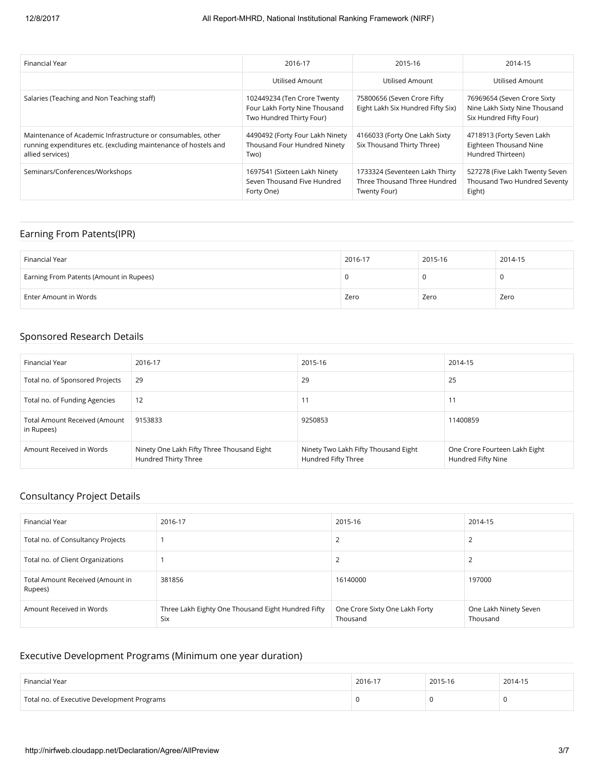| Financial Year | 2016-17 | 2015-16 | 2014-15 |
|---|---|---|---|
| | Utilised Amount | Utilised Amount | Utilised Amount |
| Salaries (Teaching and Non Teaching staff) | 102449234 (Ten Crore Twenty Four Lakh Forty Nine Thousand Two Hundred Thirty Four) | 75800656 (Seven Crore Fifty Eight Lakh Six Hundred Fifty Six) | 76969654 (Seven Crore Sixty Nine Lakh Sixty Nine Thousand Six Hundred Fifty Four) |
| Maintenance of Academic Infrastructure or consumables, other running expenditures etc. (excluding maintenance of hostels and allied services) | 4490492 (Forty Four Lakh Ninety Thousand Four Hundred Ninety Two) | 4166033 (Forty One Lakh Sixty Six Thousand Thirty Three) | 4718913 (Forty Seven Lakh Eighteen Thousand Nine Hundred Thirteen) |
| Seminars/Conferences/Workshops | 1697541 (Sixteen Lakh Ninety Seven Thousand Five Hundred Forty One) | 1733324 (Seventeen Lakh Thirty Three Thousand Three Hundred Twenty Four) | 527278 (Five Lakh Twenty Seven Thousand Two Hundred Seventy Eight) |

## Earning From Patents(IPR)

| Financial Year | 2016-17 | 2015-16 | 2014-15 |
|---|---|---|---|
| Earning From Patents (Amount in Rupees) | 0 | 0 | 0 |
| Enter Amount in Words | Zero | Zero | Zero |

## Sponsored Research Details

| Financial Year | 2016-17 | 2015-16 | 2014-15 |
|---|---|---|---|
| Total no. of Sponsored Projects | 29 | 29 | 25 |
| Total no. of Funding Agencies | 12 | 11 | 11 |
| Total Amount Received (Amount in Rupees) | 9153833 | 9250853 | 11400859 |
| Amount Received in Words | Ninety One Lakh Fifty Three Thousand Eight Hundred Thirty Three | Ninety Two Lakh Fifty Thousand Eight Hundred Fifty Three | One Crore Fourteen Lakh Eight Hundred Fifty Nine |

## Consultancy Project Details

| Financial Year | 2016-17 | 2015-16 | 2014-15 |
|---|---|---|---|
| Total no. of Consultancy Projects | 1 | 2 | 2 |
| Total no. of Client Organizations | 1 | 2 | 2 |
| Total Amount Received (Amount in Rupees) | 381856 | 16140000 | 197000 |
| Amount Received in Words | Three Lakh Eighty One Thousand Eight Hundred Fifty Six | One Crore Sixty One Lakh Forty Thousand | One Lakh Ninety Seven Thousand |

## Executive Development Programs (Minimum one year duration)

| Financial Year | 2016-17 | 2015-16 | 2014-15 |
|---|---|---|---|
| Total no. of Executive Development Programs | 0 | 0 | 0 |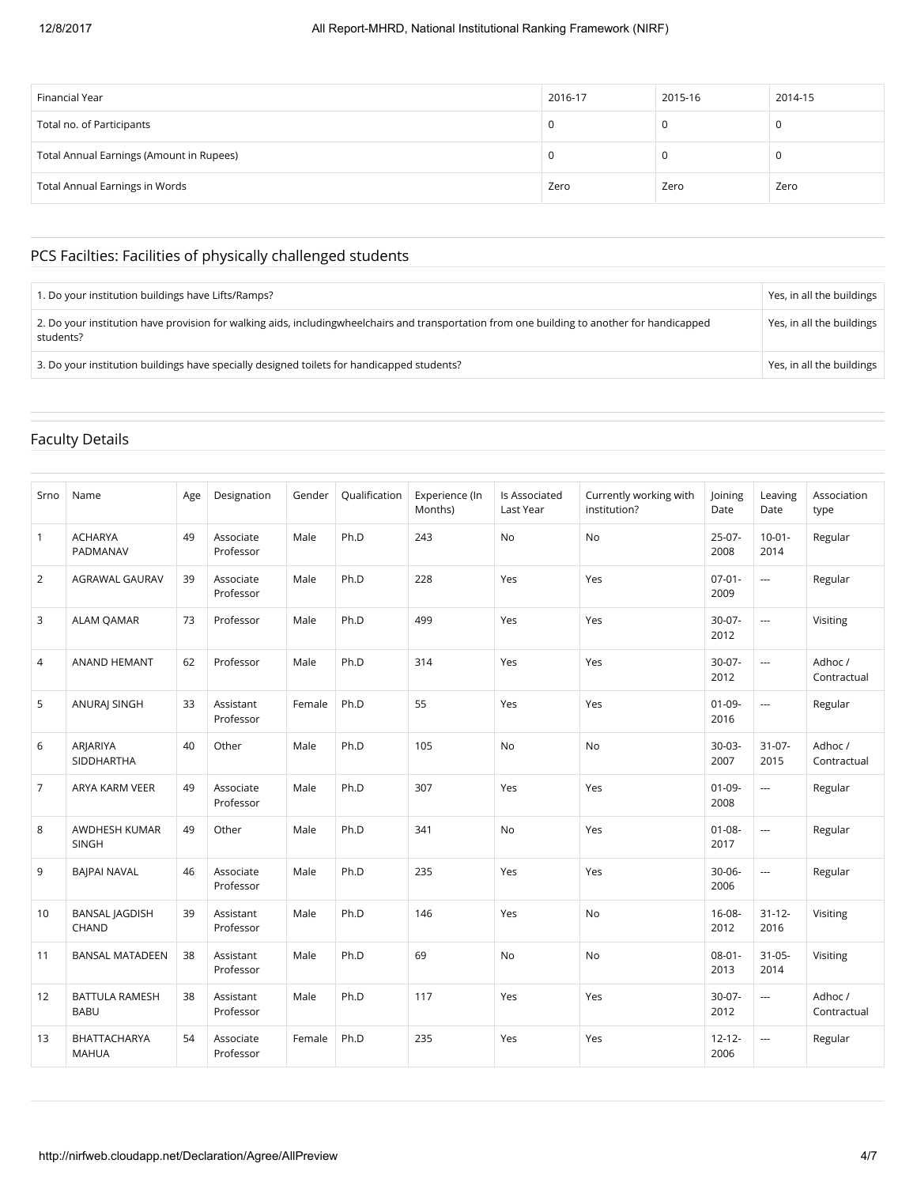| Financial Year | 2016-17 | 2015-16 | 2014-15 |
| --- | --- | --- | --- |
| Total no. of Participants | 0 | 0 | 0 |
| Total Annual Earnings (Amount in Rupees) | 0 | 0 | 0 |
| Total Annual Earnings in Words | Zero | Zero | Zero |

## PCS Facilties: Facilities of physically challenged students

| | |
| --- | --- |
| 1. Do your institution buildings have Lifts/Ramps? | Yes, in all the buildings |
| 2. Do your institution have provision for walking aids, includingwheelchairs and transportation from one building to another for handicapped students? | Yes, in all the buildings |
| 3. Do your institution buildings have specially designed toilets for handicapped students? | Yes, in all the buildings |

## Faculty Details

| Srno | Name | Age | Designation | Gender | Qualification | Experience (In Months) | Is Associated Last Year | Currently working with institution? | Joining Date | Leaving Date | Association type |
| --- | --- | --- | --- | --- | --- | --- | --- | --- | --- | --- | --- |
| 1 | ACHARYA PADMANAV | 49 | Associate Professor | Male | Ph.D | 243 | No | No | 25-07-2008 | 10-01-2014 | Regular |
| 2 | AGRAWAL GAURAV | 39 | Associate Professor | Male | Ph.D | 228 | Yes | Yes | 07-01-2009 | --- | Regular |
| 3 | ALAM QAMAR | 73 | Professor | Male | Ph.D | 499 | Yes | Yes | 30-07-2012 | --- | Visiting |
| 4 | ANAND HEMANT | 62 | Professor | Male | Ph.D | 314 | Yes | Yes | 30-07-2012 | --- | Adhoc / Contractual |
| 5 | ANURAJ SINGH | 33 | Assistant Professor | Female | Ph.D | 55 | Yes | Yes | 01-09-2016 | --- | Regular |
| 6 | ARJARIYA SIDDHARTHA | 40 | Other | Male | Ph.D | 105 | No | No | 30-03-2007 | 31-07-2015 | Adhoc / Contractual |
| 7 | ARYA KARM VEER | 49 | Associate Professor | Male | Ph.D | 307 | Yes | Yes | 01-09-2008 | --- | Regular |
| 8 | AWDHESH KUMAR SINGH | 49 | Other | Male | Ph.D | 341 | No | Yes | 01-08-2017 | --- | Regular |
| 9 | BAJPAI NAVAL | 46 | Associate Professor | Male | Ph.D | 235 | Yes | Yes | 30-06-2006 | --- | Regular |
| 10 | BANSAL JAGDISH CHAND | 39 | Assistant Professor | Male | Ph.D | 146 | Yes | No | 16-08-2012 | 31-12-2016 | Visiting |
| 11 | BANSAL MATADEEN | 38 | Assistant Professor | Male | Ph.D | 69 | No | No | 08-01-2013 | 31-05-2014 | Visiting |
| 12 | BATTULA RAMESH BABU | 38 | Assistant Professor | Male | Ph.D | 117 | Yes | Yes | 30-07-2012 | --- | Adhoc / Contractual |
| 13 | BHATTACHARYA MAHUA | 54 | Associate Professor | Female | Ph.D | 235 | Yes | Yes | 12-12-2006 | --- | Regular |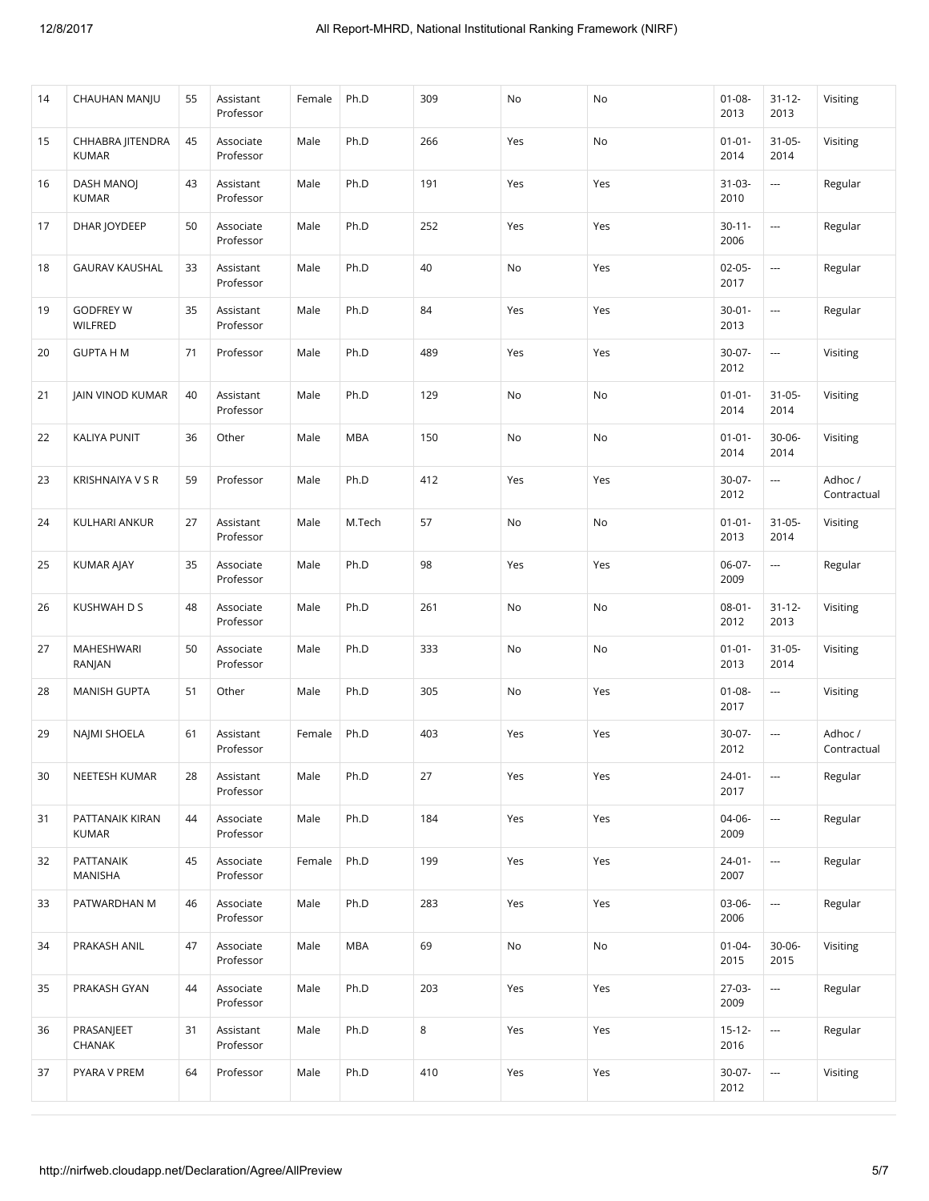| 14 | CHAUHAN MANJU | 55 | Assistant Professor | Female | Ph.D | 309 | No | No | 01-08-2013 | 31-12-2013 | Visiting |
|---|---|---|---|---|---|---|---|---|---|---|---|
| 15 | CHHABRA JITENDRA KUMAR | 45 | Associate Professor | Male | Ph.D | 266 | Yes | No | 01-01-2014 | 31-05-2014 | Visiting |
| 16 | DASH MANOJ KUMAR | 43 | Assistant Professor | Male | Ph.D | 191 | Yes | Yes | 31-03-2010 | --- | Regular |
| 17 | DHAR JOYDEEP | 50 | Associate Professor | Male | Ph.D | 252 | Yes | Yes | 30-11-2006 | --- | Regular |
| 18 | GAURAV KAUSHAL | 33 | Assistant Professor | Male | Ph.D | 40 | No | Yes | 02-05-2017 | --- | Regular |
| 19 | GODFREY W WILFRED | 35 | Assistant Professor | Male | Ph.D | 84 | Yes | Yes | 30-01-2013 | --- | Regular |
| 20 | GUPTA H M | 71 | Professor | Male | Ph.D | 489 | Yes | Yes | 30-07-2012 | --- | Visiting |
| 21 | JAIN VINOD KUMAR | 40 | Assistant Professor | Male | Ph.D | 129 | No | No | 01-01-2014 | 31-05-2014 | Visiting |
| 22 | KALIYA PUNIT | 36 | Other | Male | MBA | 150 | No | No | 01-01-2014 | 30-06-2014 | Visiting |
| 23 | KRISHNAIYA V S R | 59 | Professor | Male | Ph.D | 412 | Yes | Yes | 30-07-2012 | --- | Adhoc / Contractual |
| 24 | KULHARI ANKUR | 27 | Assistant Professor | Male | M.Tech | 57 | No | No | 01-01-2013 | 31-05-2014 | Visiting |
| 25 | KUMAR AJAY | 35 | Associate Professor | Male | Ph.D | 98 | Yes | Yes | 06-07-2009 | --- | Regular |
| 26 | KUSHWAH D S | 48 | Associate Professor | Male | Ph.D | 261 | No | No | 08-01-2012 | 31-12-2013 | Visiting |
| 27 | MAHESHWARI RANJAN | 50 | Associate Professor | Male | Ph.D | 333 | No | No | 01-01-2013 | 31-05-2014 | Visiting |
| 28 | MANISH GUPTA | 51 | Other | Male | Ph.D | 305 | No | Yes | 01-08-2017 | --- | Visiting |
| 29 | NAJMI SHOELA | 61 | Assistant Professor | Female | Ph.D | 403 | Yes | Yes | 30-07-2012 | --- | Adhoc / Contractual |
| 30 | NEETESH KUMAR | 28 | Assistant Professor | Male | Ph.D | 27 | Yes | Yes | 24-01-2017 | --- | Regular |
| 31 | PATTANAIK KIRAN KUMAR | 44 | Associate Professor | Male | Ph.D | 184 | Yes | Yes | 04-06-2009 | --- | Regular |
| 32 | PATTANAIK MANISHA | 45 | Associate Professor | Female | Ph.D | 199 | Yes | Yes | 24-01-2007 | --- | Regular |
| 33 | PATWARDHAN M | 46 | Associate Professor | Male | Ph.D | 283 | Yes | Yes | 03-06-2006 | --- | Regular |
| 34 | PRAKASH ANIL | 47 | Associate Professor | Male | MBA | 69 | No | No | 01-04-2015 | 30-06-2015 | Visiting |
| 35 | PRAKASH GYAN | 44 | Associate Professor | Male | Ph.D | 203 | Yes | Yes | 27-03-2009 | --- | Regular |
| 36 | PRASANJEET CHANAK | 31 | Assistant Professor | Male | Ph.D | 8 | Yes | Yes | 15-12-2016 | --- | Regular |
| 37 | PYARA V PREM | 64 | Professor | Male | Ph.D | 410 | Yes | Yes | 30-07-2012 | --- | Visiting |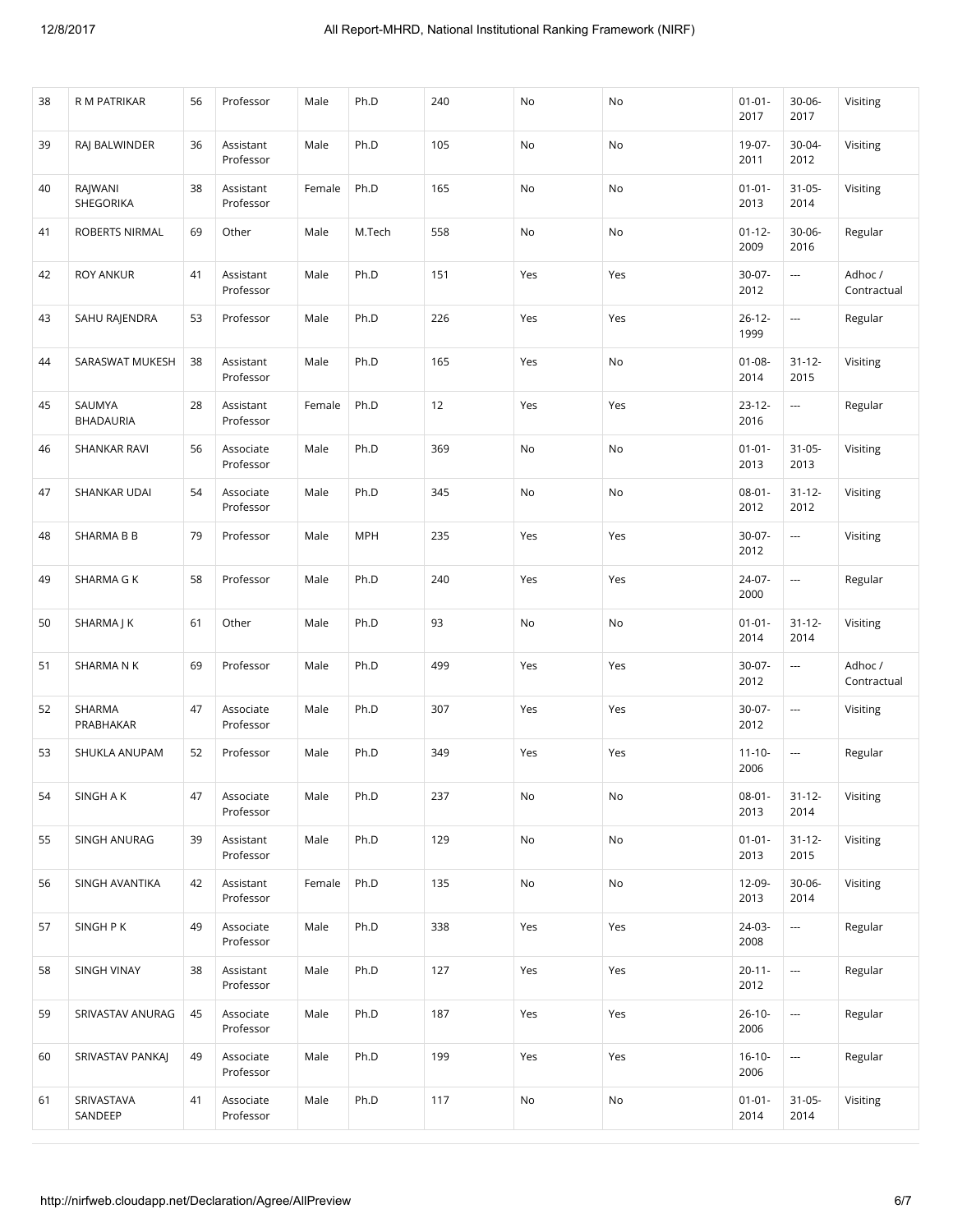| 38 | R M PATRIKAR | 56 | Professor | Male | Ph.D | 240 | No | No | 01-01-2017 | 30-06-2017 | Visiting |
|---|---|---|---|---|---|---|---|---|---|---|---|
| 39 | RAJ BALWINDER | 36 | Assistant Professor | Male | Ph.D | 105 | No | No | 19-07-2011 | 30-04-2012 | Visiting |
| 40 | RAJWANI SHEGORIKA | 38 | Assistant Professor | Female | Ph.D | 165 | No | No | 01-01-2013 | 31-05-2014 | Visiting |
| 41 | ROBERTS NIRMAL | 69 | Other | Male | M.Tech | 558 | No | No | 01-12-2009 | 30-06-2016 | Regular |
| 42 | ROY ANKUR | 41 | Assistant Professor | Male | Ph.D | 151 | Yes | Yes | 30-07-2012 | --- | Adhoc / Contractual |
| 43 | SAHU RAJENDRA | 53 | Professor | Male | Ph.D | 226 | Yes | Yes | 26-12-1999 | --- | Regular |
| 44 | SARASWAT MUKESH | 38 | Assistant Professor | Male | Ph.D | 165 | Yes | No | 01-08-2014 | 31-12-2015 | Visiting |
| 45 | SAUMYA BHADAURIA | 28 | Assistant Professor | Female | Ph.D | 12 | Yes | Yes | 23-12-2016 | --- | Regular |
| 46 | SHANKAR RAVI | 56 | Associate Professor | Male | Ph.D | 369 | No | No | 01-01-2013 | 31-05-2013 | Visiting |
| 47 | SHANKAR UDAI | 54 | Associate Professor | Male | Ph.D | 345 | No | No | 08-01-2012 | 31-12-2012 | Visiting |
| 48 | SHARMA B B | 79 | Professor | Male | MPH | 235 | Yes | Yes | 30-07-2012 | --- | Visiting |
| 49 | SHARMA G K | 58 | Professor | Male | Ph.D | 240 | Yes | Yes | 24-07-2000 | --- | Regular |
| 50 | SHARMA J K | 61 | Other | Male | Ph.D | 93 | No | No | 01-01-2014 | 31-12-2014 | Visiting |
| 51 | SHARMA N K | 69 | Professor | Male | Ph.D | 499 | Yes | Yes | 30-07-2012 | --- | Adhoc / Contractual |
| 52 | SHARMA PRABHAKAR | 47 | Associate Professor | Male | Ph.D | 307 | Yes | Yes | 30-07-2012 | --- | Visiting |
| 53 | SHUKLA ANUPAM | 52 | Professor | Male | Ph.D | 349 | Yes | Yes | 11-10-2006 | --- | Regular |
| 54 | SINGH A K | 47 | Associate Professor | Male | Ph.D | 237 | No | No | 08-01-2013 | 31-12-2014 | Visiting |
| 55 | SINGH ANURAG | 39 | Assistant Professor | Male | Ph.D | 129 | No | No | 01-01-2013 | 31-12-2015 | Visiting |
| 56 | SINGH AVANTIKA | 42 | Assistant Professor | Female | Ph.D | 135 | No | No | 12-09-2013 | 30-06-2014 | Visiting |
| 57 | SINGH P K | 49 | Associate Professor | Male | Ph.D | 338 | Yes | Yes | 24-03-2008 | --- | Regular |
| 58 | SINGH VINAY | 38 | Assistant Professor | Male | Ph.D | 127 | Yes | Yes | 20-11-2012 | --- | Regular |
| 59 | SRIVASTAV ANURAG | 45 | Associate Professor | Male | Ph.D | 187 | Yes | Yes | 26-10-2006 | --- | Regular |
| 60 | SRIVASTAV PANKAJ | 49 | Associate Professor | Male | Ph.D | 199 | Yes | Yes | 16-10-2006 | --- | Regular |
| 61 | SRIVASTAVA SANDEEP | 41 | Associate Professor | Male | Ph.D | 117 | No | No | 01-01-2014 | 31-05-2014 | Visiting |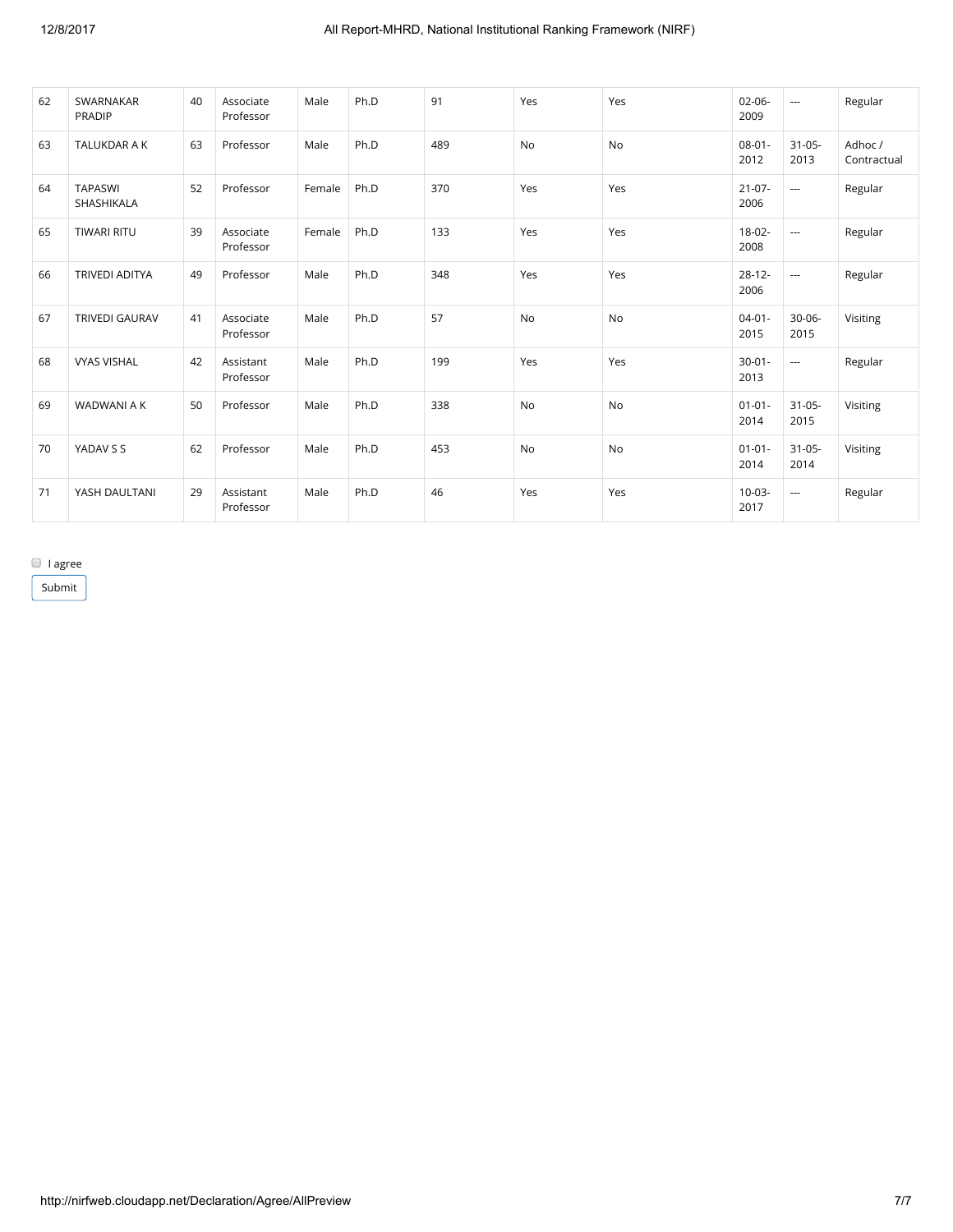| | | | | | | | | | | | |
|---|---|---|---|---|---|---|---|---|---|---|---|
| 62 | SWARNAKAR PRADIP | 40 | Associate Professor | Male | Ph.D | 91 | Yes | Yes | 02-06-2009 | --- | Regular |
| 63 | TALUKDAR A K | 63 | Professor | Male | Ph.D | 489 | No | No | 08-01-2012 | 31-05-2013 | Adhoc / Contractual |
| 64 | TAPASWI SHASHIKALA | 52 | Professor | Female | Ph.D | 370 | Yes | Yes | 21-07-2006 | --- | Regular |
| 65 | TIWARI RITU | 39 | Associate Professor | Female | Ph.D | 133 | Yes | Yes | 18-02-2008 | --- | Regular |
| 66 | TRIVEDI ADITYA | 49 | Professor | Male | Ph.D | 348 | Yes | Yes | 28-12-2006 | --- | Regular |
| 67 | TRIVEDI GAURAV | 41 | Associate Professor | Male | Ph.D | 57 | No | No | 04-01-2015 | 30-06-2015 | Visiting |
| 68 | VYAS VISHAL | 42 | Assistant Professor | Male | Ph.D | 199 | Yes | Yes | 30-01-2013 | --- | Regular |
| 69 | WADWANI A K | 50 | Professor | Male | Ph.D | 338 | No | No | 01-01-2014 | 31-05-2015 | Visiting |
| 70 | YADAV S S | 62 | Professor | Male | Ph.D | 453 | No | No | 01-01-2014 | 31-05-2014 | Visiting |
| 71 | YASH DAULTANI | 29 | Assistant Professor | Male | Ph.D | 46 | Yes | Yes | 10-03-2017 | --- | Regular |

I agree

Submit